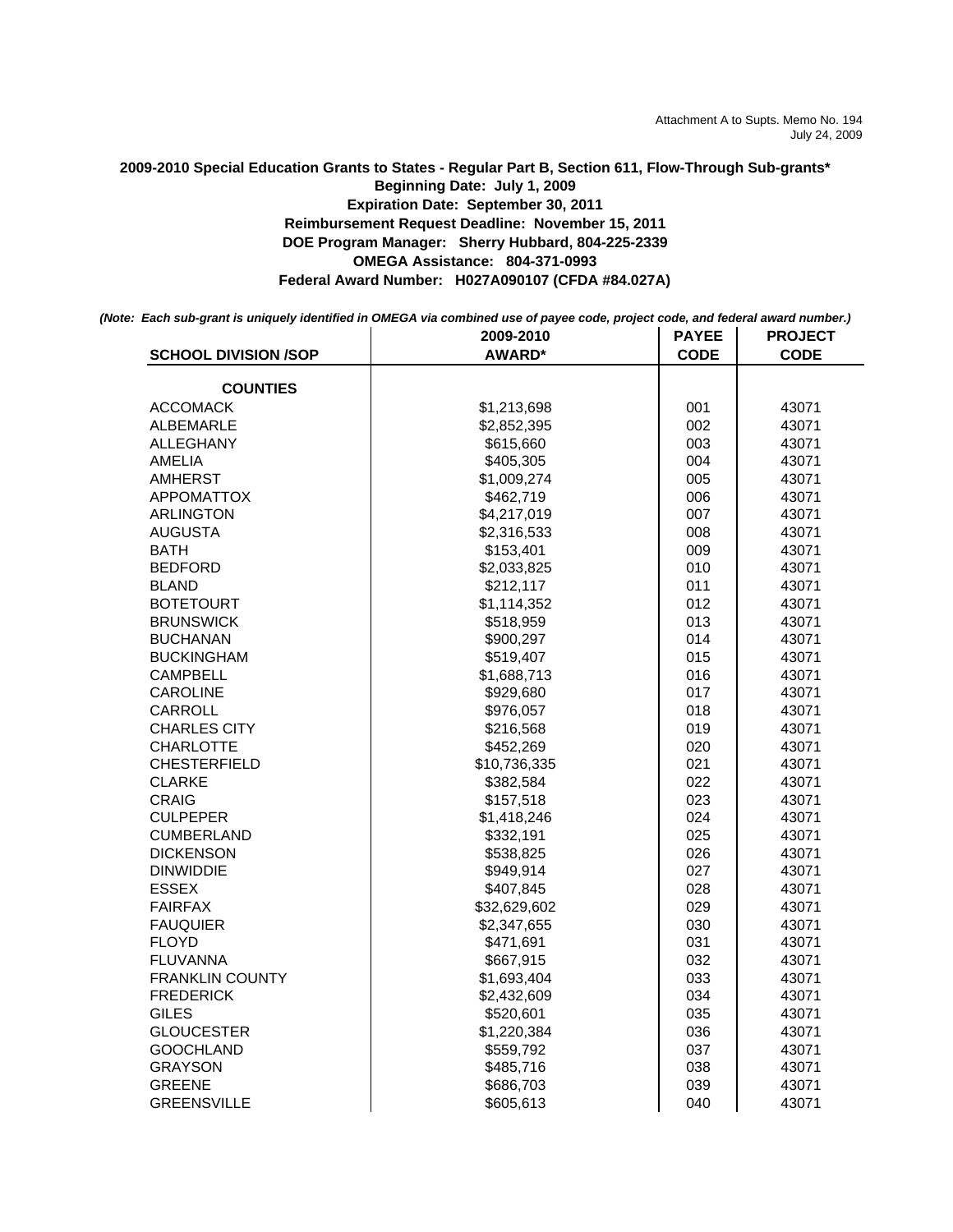Attachment A to Supts. Memo No. 194
July 24, 2009

**2009-2010 Special Education Grants to States - Regular Part B, Section 611, Flow-Through Sub-grants***
**Beginning Date: July 1, 2009**
**Expiration Date: September 30, 2011**
**Reimbursement Request Deadline: November 15, 2011**
**DOE Program Manager: Sherry Hubbard, 804-225-2339**
**OMEGA Assistance: 804-371-0993**
**Federal Award Number: H027A090107 (CFDA #84.027A)**

***(Note: Each sub-grant is uniquely identified in OMEGA via combined use of payee code, project code, and federal award number.)***

| SCHOOL DIVISION /SOP | 2009-2010 AWARD* | PAYEE CODE | PROJECT CODE |
|---|---|---|---|
| **COUNTIES** | | | |
| ACCOMACK | $1,213,698 | 001 | 43071 |
| ALBEMARLE | $2,852,395 | 002 | 43071 |
| ALLEGHANY | $615,660 | 003 | 43071 |
| AMELIA | $405,305 | 004 | 43071 |
| AMHERST | $1,009,274 | 005 | 43071 |
| APPOMATTOX | $462,719 | 006 | 43071 |
| ARLINGTON | $4,217,019 | 007 | 43071 |
| AUGUSTA | $2,316,533 | 008 | 43071 |
| BATH | $153,401 | 009 | 43071 |
| BEDFORD | $2,033,825 | 010 | 43071 |
| BLAND | $212,117 | 011 | 43071 |
| BOTETOURT | $1,114,352 | 012 | 43071 |
| BRUNSWICK | $518,959 | 013 | 43071 |
| BUCHANAN | $900,297 | 014 | 43071 |
| BUCKINGHAM | $519,407 | 015 | 43071 |
| CAMPBELL | $1,688,713 | 016 | 43071 |
| CAROLINE | $929,680 | 017 | 43071 |
| CARROLL | $976,057 | 018 | 43071 |
| CHARLES CITY | $216,568 | 019 | 43071 |
| CHARLOTTE | $452,269 | 020 | 43071 |
| CHESTERFIELD | $10,736,335 | 021 | 43071 |
| CLARKE | $382,584 | 022 | 43071 |
| CRAIG | $157,518 | 023 | 43071 |
| CULPEPER | $1,418,246 | 024 | 43071 |
| CUMBERLAND | $332,191 | 025 | 43071 |
| DICKENSON | $538,825 | 026 | 43071 |
| DINWIDDIE | $949,914 | 027 | 43071 |
| ESSEX | $407,845 | 028 | 43071 |
| FAIRFAX | $32,629,602 | 029 | 43071 |
| FAUQUIER | $2,347,655 | 030 | 43071 |
| FLOYD | $471,691 | 031 | 43071 |
| FLUVANNA | $667,915 | 032 | 43071 |
| FRANKLIN COUNTY | $1,693,404 | 033 | 43071 |
| FREDERICK | $2,432,609 | 034 | 43071 |
| GILES | $520,601 | 035 | 43071 |
| GLOUCESTER | $1,220,384 | 036 | 43071 |
| GOOCHLAND | $559,792 | 037 | 43071 |
| GRAYSON | $485,716 | 038 | 43071 |
| GREENE | $686,703 | 039 | 43071 |
| GREENSVILLE | $605,613 | 040 | 43071 |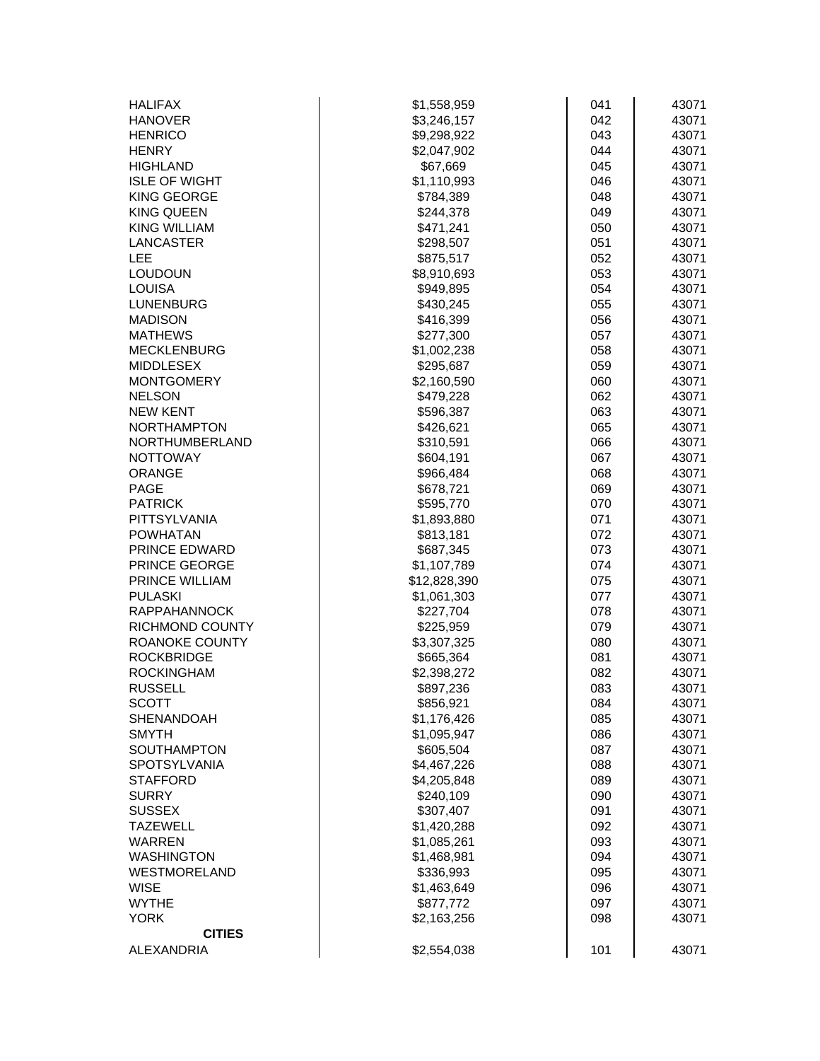| | | | |
|---|---|---|---|
| HALIFAX | $1,558,959 | 041 | 43071 |
| HANOVER | $3,246,157 | 042 | 43071 |
| HENRICO | $9,298,922 | 043 | 43071 |
| HENRY | $2,047,902 | 044 | 43071 |
| HIGHLAND | $67,669 | 045 | 43071 |
| ISLE OF WIGHT | $1,110,993 | 046 | 43071 |
| KING GEORGE | $784,389 | 048 | 43071 |
| KING QUEEN | $244,378 | 049 | 43071 |
| KING WILLIAM | $471,241 | 050 | 43071 |
| LANCASTER | $298,507 | 051 | 43071 |
| LEE | $875,517 | 052 | 43071 |
| LOUDOUN | $8,910,693 | 053 | 43071 |
| LOUISA | $949,895 | 054 | 43071 |
| LUNENBURG | $430,245 | 055 | 43071 |
| MADISON | $416,399 | 056 | 43071 |
| MATHEWS | $277,300 | 057 | 43071 |
| MECKLENBURG | $1,002,238 | 058 | 43071 |
| MIDDLESEX | $295,687 | 059 | 43071 |
| MONTGOMERY | $2,160,590 | 060 | 43071 |
| NELSON | $479,228 | 062 | 43071 |
| NEW KENT | $596,387 | 063 | 43071 |
| NORTHAMPTON | $426,621 | 065 | 43071 |
| NORTHUMBERLAND | $310,591 | 066 | 43071 |
| NOTTOWAY | $604,191 | 067 | 43071 |
| ORANGE | $966,484 | 068 | 43071 |
| PAGE | $678,721 | 069 | 43071 |
| PATRICK | $595,770 | 070 | 43071 |
| PITTSYLVANIA | $1,893,880 | 071 | 43071 |
| POWHATAN | $813,181 | 072 | 43071 |
| PRINCE EDWARD | $687,345 | 073 | 43071 |
| PRINCE GEORGE | $1,107,789 | 074 | 43071 |
| PRINCE WILLIAM | $12,828,390 | 075 | 43071 |
| PULASKI | $1,061,303 | 077 | 43071 |
| RAPPAHANNOCK | $227,704 | 078 | 43071 |
| RICHMOND COUNTY | $225,959 | 079 | 43071 |
| ROANOKE COUNTY | $3,307,325 | 080 | 43071 |
| ROCKBRIDGE | $665,364 | 081 | 43071 |
| ROCKINGHAM | $2,398,272 | 082 | 43071 |
| RUSSELL | $897,236 | 083 | 43071 |
| SCOTT | $856,921 | 084 | 43071 |
| SHENANDOAH | $1,176,426 | 085 | 43071 |
| SMYTH | $1,095,947 | 086 | 43071 |
| SOUTHAMPTON | $605,504 | 087 | 43071 |
| SPOTSYLVANIA | $4,467,226 | 088 | 43071 |
| STAFFORD | $4,205,848 | 089 | 43071 |
| SURRY | $240,109 | 090 | 43071 |
| SUSSEX | $307,407 | 091 | 43071 |
| TAZEWELL | $1,420,288 | 092 | 43071 |
| WARREN | $1,085,261 | 093 | 43071 |
| WASHINGTON | $1,468,981 | 094 | 43071 |
| WESTMORELAND | $336,993 | 095 | 43071 |
| WISE | $1,463,649 | 096 | 43071 |
| WYTHE | $877,772 | 097 | 43071 |
| YORK | $2,163,256 | 098 | 43071 |
| **CITIES** | | | |
| ALEXANDRIA | $2,554,038 | 101 | 43071 |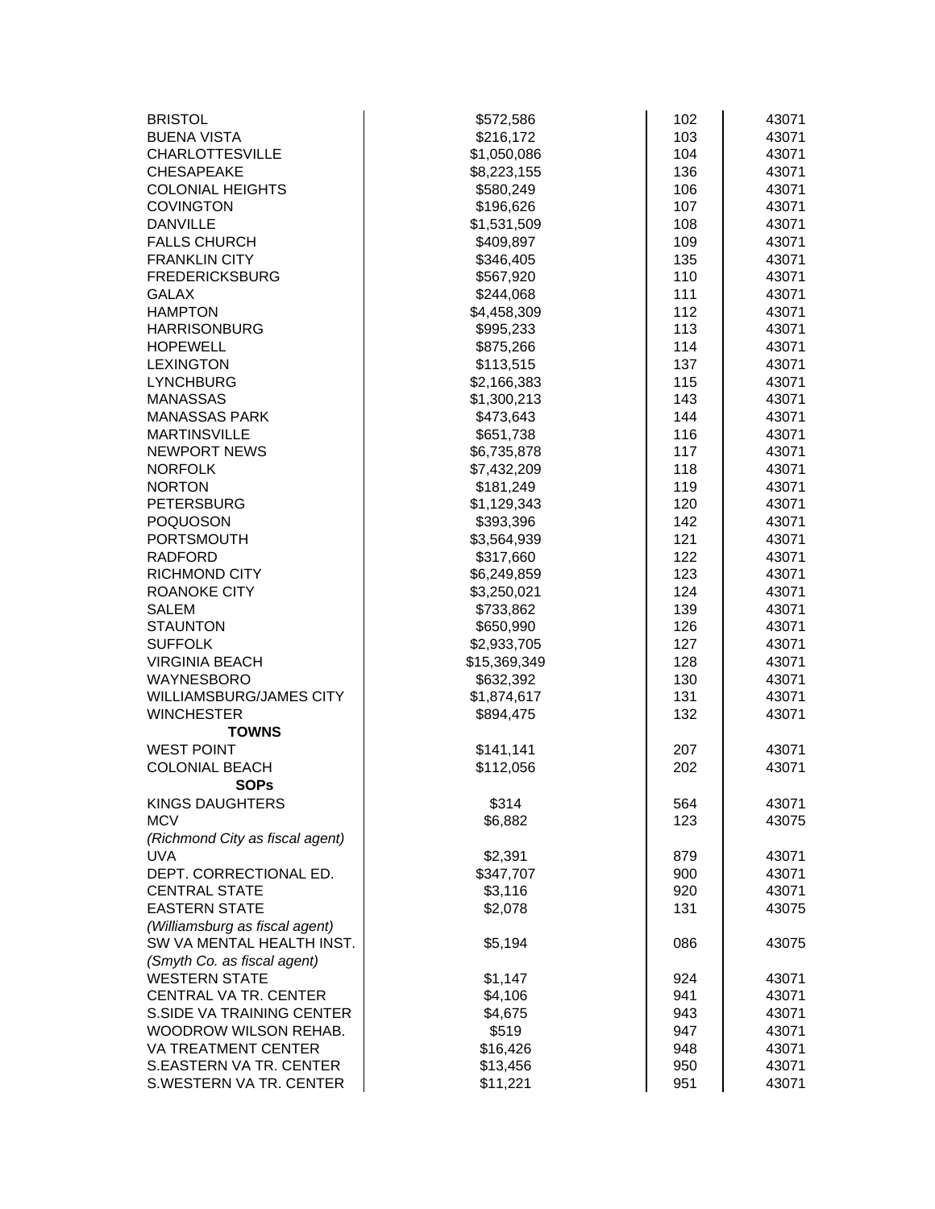| | | | |
|---|---|---|---|
| BRISTOL | $572,586 | 102 | 43071 |
| BUENA VISTA | $216,172 | 103 | 43071 |
| CHARLOTTESVILLE | $1,050,086 | 104 | 43071 |
| CHESAPEAKE | $8,223,155 | 136 | 43071 |
| COLONIAL HEIGHTS | $580,249 | 106 | 43071 |
| COVINGTON | $196,626 | 107 | 43071 |
| DANVILLE | $1,531,509 | 108 | 43071 |
| FALLS CHURCH | $409,897 | 109 | 43071 |
| FRANKLIN CITY | $346,405 | 135 | 43071 |
| FREDERICKSBURG | $567,920 | 110 | 43071 |
| GALAX | $244,068 | 111 | 43071 |
| HAMPTON | $4,458,309 | 112 | 43071 |
| HARRISONBURG | $995,233 | 113 | 43071 |
| HOPEWELL | $875,266 | 114 | 43071 |
| LEXINGTON | $113,515 | 137 | 43071 |
| LYNCHBURG | $2,166,383 | 115 | 43071 |
| MANASSAS | $1,300,213 | 143 | 43071 |
| MANASSAS PARK | $473,643 | 144 | 43071 |
| MARTINSVILLE | $651,738 | 116 | 43071 |
| NEWPORT NEWS | $6,735,878 | 117 | 43071 |
| NORFOLK | $7,432,209 | 118 | 43071 |
| NORTON | $181,249 | 119 | 43071 |
| PETERSBURG | $1,129,343 | 120 | 43071 |
| POQUOSON | $393,396 | 142 | 43071 |
| PORTSMOUTH | $3,564,939 | 121 | 43071 |
| RADFORD | $317,660 | 122 | 43071 |
| RICHMOND CITY | $6,249,859 | 123 | 43071 |
| ROANOKE CITY | $3,250,021 | 124 | 43071 |
| SALEM | $733,862 | 139 | 43071 |
| STAUNTON | $650,990 | 126 | 43071 |
| SUFFOLK | $2,933,705 | 127 | 43071 |
| VIRGINIA BEACH | $15,369,349 | 128 | 43071 |
| WAYNESBORO | $632,392 | 130 | 43071 |
| WILLIAMSBURG/JAMES CITY | $1,874,617 | 131 | 43071 |
| WINCHESTER | $894,475 | 132 | 43071 |
| **TOWNS** | | | |
| WEST POINT | $141,141 | 207 | 43071 |
| COLONIAL BEACH | $112,056 | 202 | 43071 |
| **SOPs** | | | |
| KINGS DAUGHTERS | $314 | 564 | 43071 |
| MCV | $6,882 | 123 | 43075 |
| *(Richmond City as fiscal agent)* | | | |
| UVA | $2,391 | 879 | 43071 |
| DEPT. CORRECTIONAL ED. | $347,707 | 900 | 43071 |
| CENTRAL STATE | $3,116 | 920 | 43071 |
| EASTERN STATE | $2,078 | 131 | 43075 |
| *(Williamsburg as fiscal agent)* | | | |
| SW VA MENTAL HEALTH INST. | $5,194 | 086 | 43075 |
| *(Smyth Co. as fiscal agent)* | | | |
| WESTERN STATE | $1,147 | 924 | 43071 |
| CENTRAL VA TR. CENTER | $4,106 | 941 | 43071 |
| S.SIDE VA TRAINING CENTER | $4,675 | 943 | 43071 |
| WOODROW WILSON REHAB. | $519 | 947 | 43071 |
| VA TREATMENT CENTER | $16,426 | 948 | 43071 |
| S.EASTERN VA TR. CENTER | $13,456 | 950 | 43071 |
| S.WESTERN VA TR. CENTER | $11,221 | 951 | 43071 |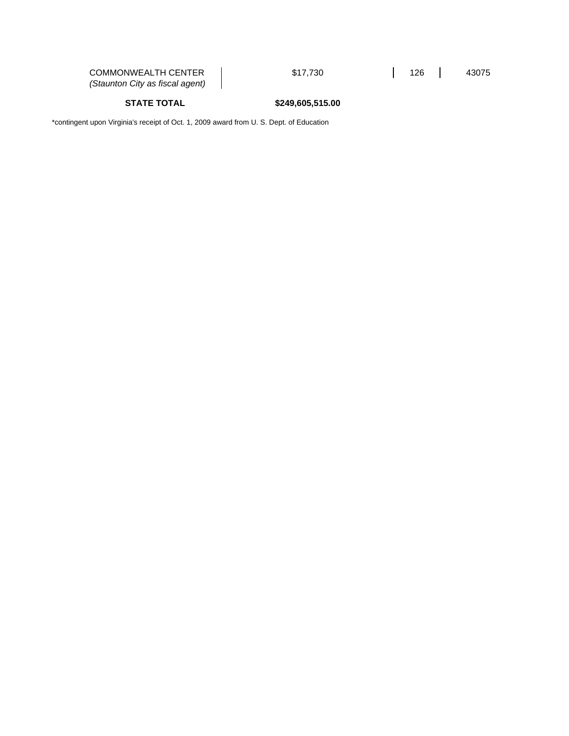| | | | |
|---|---|---|---|
| COMMONWEALTH CENTER *(Staunton City as fiscal agent)* | $17,730 | 126 | 43075 |
| **STATE TOTAL** | **$249,605,515.00** | | |

*contingent upon Virginia's receipt of Oct. 1, 2009 award from U. S. Dept. of Education